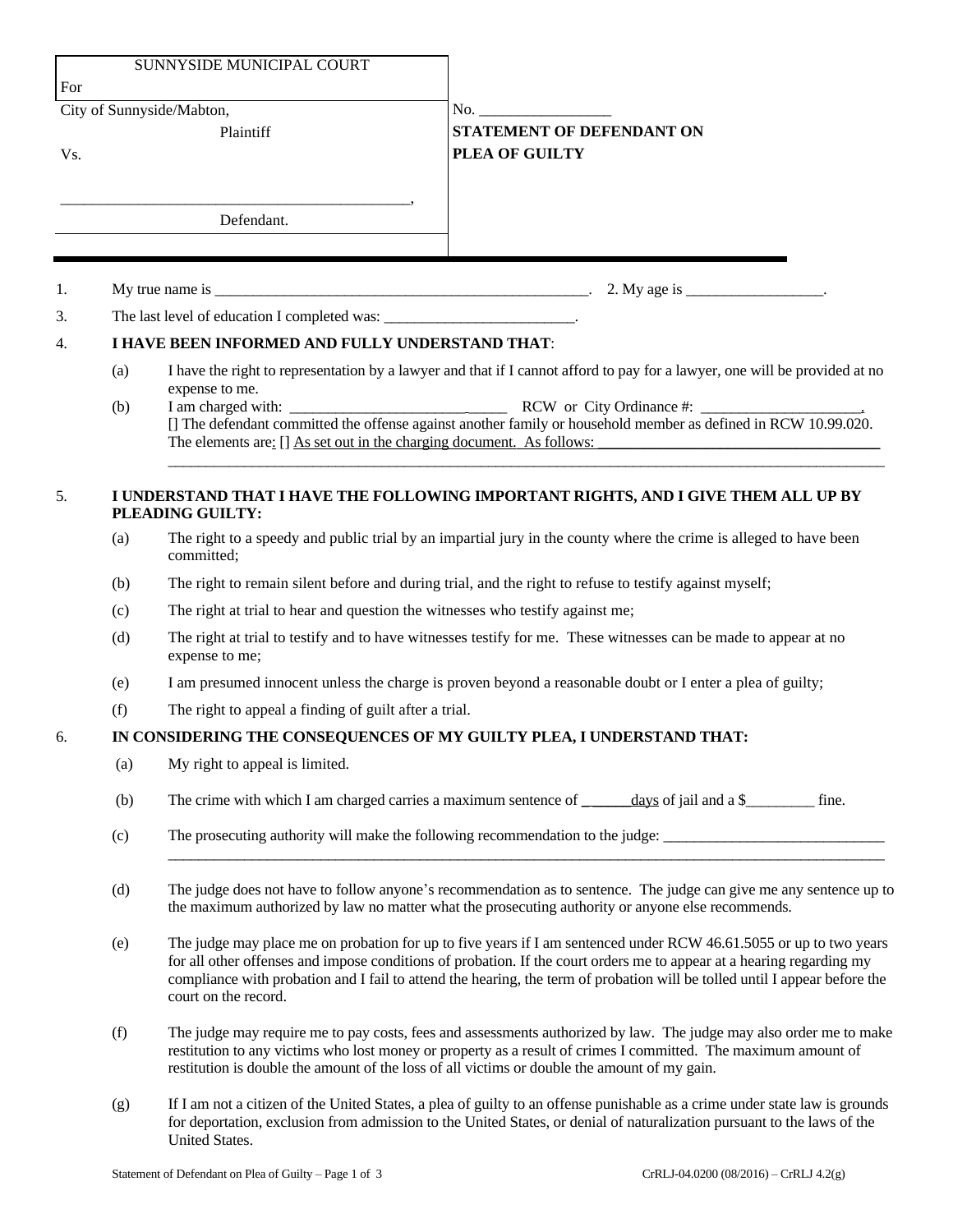| SUNNYSIDE MUNICIPAL COURT<br>For | |
|---|---|
| City of Sunnyside/Mabton,<br>Plaintiff<br>Vs.<br><br>_____________________________________________,<br>Defendant. | No. _________________<br>**STATEMENT OF DEFENDANT ON PLEA OF GUILTY** |

1. My true name is ___________________________________________________. 2. My age is __________________.

3. The last level of education I completed was: ________________________.

4. **I HAVE BEEN INFORMED AND FULLY UNDERSTAND THAT**:

   (a) I have the right to representation by a lawyer and that if I cannot afford to pay for a lawyer, one will be provided at no expense to me.

   (b) I am charged with: _____________________________ RCW or City Ordinance #: _____________________.
   [] The defendant committed the offense against another family or household member as defined in RCW 10.99.020.
   The elements are: [] As set out in the charging document. As follows: ______________________________________
   ____________________________________________________________________________________________________

5. **I UNDERSTAND THAT I HAVE THE FOLLOWING IMPORTANT RIGHTS, AND I GIVE THEM ALL UP BY PLEADING GUILTY:**

   (a) The right to a speedy and public trial by an impartial jury in the county where the crime is alleged to have been committed;

   (b) The right to remain silent before and during trial, and the right to refuse to testify against myself;

   (c) The right at trial to hear and question the witnesses who testify against me;

   (d) The right at trial to testify and to have witnesses testify for me. These witnesses can be made to appear at no expense to me;

   (e) I am presumed innocent unless the charge is proven beyond a reasonable doubt or I enter a plea of guilty;

   (f) The right to appeal a finding of guilt after a trial.

6. **IN CONSIDERING THE CONSEQUENCES OF MY GUILTY PLEA, I UNDERSTAND THAT:**

   (a) My right to appeal is limited.

   (b) The crime with which I am charged carries a maximum sentence of ______days of jail and a $_________ fine.

   (c) The prosecuting authority will make the following recommendation to the judge: _____________________________
   ____________________________________________________________________________________________________

   (d) The judge does not have to follow anyone's recommendation as to sentence. The judge can give me any sentence up to the maximum authorized by law no matter what the prosecuting authority or anyone else recommends.

   (e) The judge may place me on probation for up to five years if I am sentenced under RCW 46.61.5055 or up to two years for all other offenses and impose conditions of probation. If the court orders me to appear at a hearing regarding my compliance with probation and I fail to attend the hearing, the term of probation will be tolled until I appear before the court on the record.

   (f) The judge may require me to pay costs, fees and assessments authorized by law. The judge may also order me to make restitution to any victims who lost money or property as a result of crimes I committed. The maximum amount of restitution is double the amount of the loss of all victims or double the amount of my gain.

   (g) If I am not a citizen of the United States, a plea of guilty to an offense punishable as a crime under state law is grounds for deportation, exclusion from admission to the United States, or denial of naturalization pursuant to the laws of the United States.

Statement of Defendant on Plea of Guilty CrRLJ-04.0200 (08/2016) – CrRLJ 4.2(g)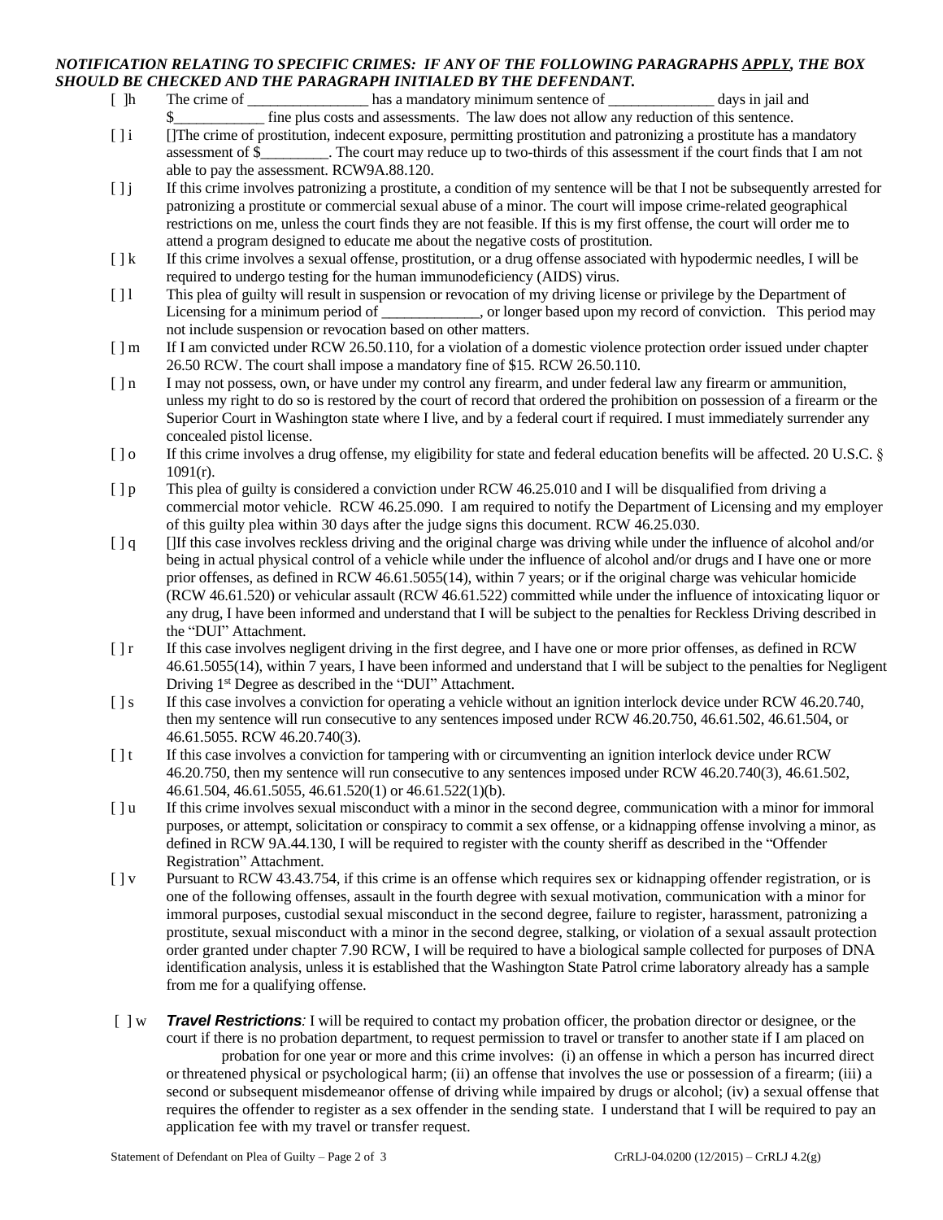***NOTIFICATION RELATING TO SPECIFIC CRIMES: IF ANY OF THE FOLLOWING PARAGRAPHS APPLY, THE BOX SHOULD BE CHECKED AND THE PARAGRAPH INITIALED BY THE DEFENDANT.***

[ ]h The crime of ________________ has a mandatory minimum sentence of ______________ days in jail and $____________ fine plus costs and assessments. The law does not allow any reduction of this sentence.

[ ] i []The crime of prostitution, indecent exposure, permitting prostitution and patronizing a prostitute has a mandatory assessment of $_________. The court may reduce up to two-thirds of this assessment if the court finds that I am not able to pay the assessment. RCW9A.88.120.

[ ] j If this crime involves patronizing a prostitute, a condition of my sentence will be that I not be subsequently arrested for patronizing a prostitute or commercial sexual abuse of a minor. The court will impose crime-related geographical restrictions on me, unless the court finds they are not feasible. If this is my first offense, the court will order me to attend a program designed to educate me about the negative costs of prostitution.

[ ] k If this crime involves a sexual offense, prostitution, or a drug offense associated with hypodermic needles, I will be required to undergo testing for the human immunodeficiency (AIDS) virus.

[ ] l This plea of guilty will result in suspension or revocation of my driving license or privilege by the Department of Licensing for a minimum period of _____________, or longer based upon my record of conviction. This period may not include suspension or revocation based on other matters.

[ ] m If I am convicted under RCW 26.50.110, for a violation of a domestic violence protection order issued under chapter 26.50 RCW. The court shall impose a mandatory fine of $15. RCW 26.50.110.

[ ] n I may not possess, own, or have under my control any firearm, and under federal law any firearm or ammunition, unless my right to do so is restored by the court of record that ordered the prohibition on possession of a firearm or the Superior Court in Washington state where I live, and by a federal court if required. I must immediately surrender any concealed pistol license.

[ ] o If this crime involves a drug offense, my eligibility for state and federal education benefits will be affected. 20 U.S.C. § 1091(r).

[ ] p This plea of guilty is considered a conviction under RCW 46.25.010 and I will be disqualified from driving a commercial motor vehicle. RCW 46.25.090. I am required to notify the Department of Licensing and my employer of this guilty plea within 30 days after the judge signs this document. RCW 46.25.030.

[ ] q []If this case involves reckless driving and the original charge was driving while under the influence of alcohol and/or being in actual physical control of a vehicle while under the influence of alcohol and/or drugs and I have one or more prior offenses, as defined in RCW 46.61.5055(14), within 7 years; or if the original charge was vehicular homicide (RCW 46.61.520) or vehicular assault (RCW 46.61.522) committed while under the influence of intoxicating liquor or any drug, I have been informed and understand that I will be subject to the penalties for Reckless Driving described in the "DUI" Attachment.

[ ] r If this case involves negligent driving in the first degree, and I have one or more prior offenses, as defined in RCW 46.61.5055(14), within 7 years, I have been informed and understand that I will be subject to the penalties for Negligent Driving 1st Degree as described in the "DUI" Attachment.

[ ] s If this case involves a conviction for operating a vehicle without an ignition interlock device under RCW 46.20.740, then my sentence will run consecutive to any sentences imposed under RCW 46.20.750, 46.61.502, 46.61.504, or 46.61.5055. RCW 46.20.740(3).

[ ] t If this case involves a conviction for tampering with or circumventing an ignition interlock device under RCW 46.20.750, then my sentence will run consecutive to any sentences imposed under RCW 46.20.740(3), 46.61.502, 46.61.504, 46.61.5055, 46.61.520(1) or 46.61.522(1)(b).

[ ] u If this crime involves sexual misconduct with a minor in the second degree, communication with a minor for immoral purposes, or attempt, solicitation or conspiracy to commit a sex offense, or a kidnapping offense involving a minor, as defined in RCW 9A.44.130, I will be required to register with the county sheriff as described in the "Offender Registration" Attachment.

[ ] v Pursuant to RCW 43.43.754, if this crime is an offense which requires sex or kidnapping offender registration, or is one of the following offenses, assault in the fourth degree with sexual motivation, communication with a minor for immoral purposes, custodial sexual misconduct in the second degree, failure to register, harassment, patronizing a prostitute, sexual misconduct with a minor in the second degree, stalking, or violation of a sexual assault protection order granted under chapter 7.90 RCW, I will be required to have a biological sample collected for purposes of DNA identification analysis, unless it is established that the Washington State Patrol crime laboratory already has a sample from me for a qualifying offense.

[ ] w ***Travel Restrictions**:* I will be required to contact my probation officer, the probation director or designee, or the court if there is no probation department, to request permission to travel or transfer to another state if I am placed on probation for one year or more and this crime involves: (i) an offense in which a person has incurred direct or threatened physical or psychological harm; (ii) an offense that involves the use or possession of a firearm; (iii) a second or subsequent misdemeanor offense of driving while impaired by drugs or alcohol; (iv) a sexual offense that requires the offender to register as a sex offender in the sending state. I understand that I will be required to pay an application fee with my travel or transfer request.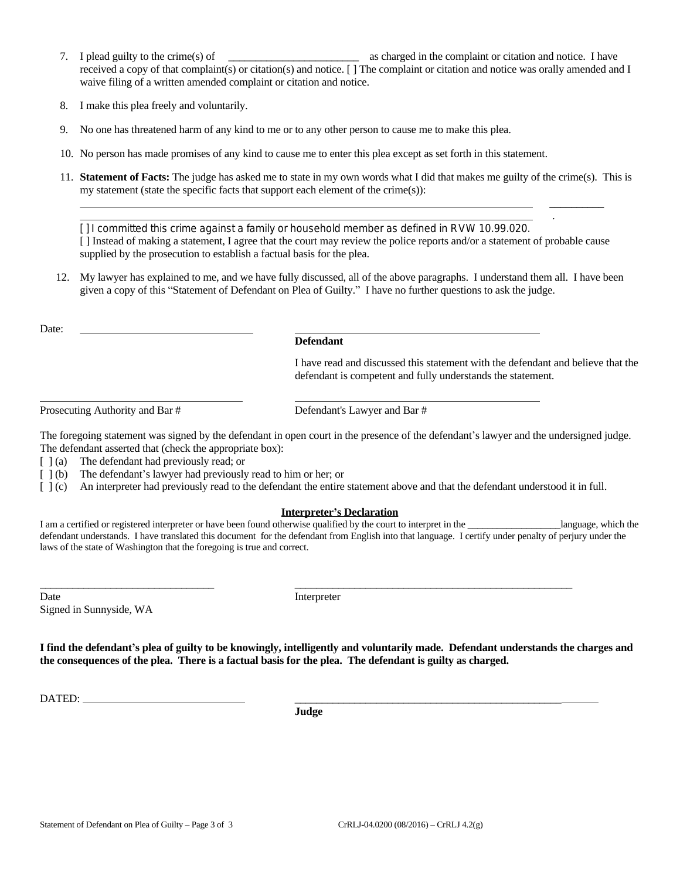7. I plead guilty to the crime(s) of ________________________ as charged in the complaint or citation and notice. I have received a copy of that complaint(s) or citation(s) and notice. [ ] The complaint or citation and notice was orally amended and I waive filing of a written amended complaint or citation and notice.

8. I make this plea freely and voluntarily.

9. No one has threatened harm of any kind to me or to any other person to cause me to make this plea.

10. No person has made promises of any kind to cause me to enter this plea except as set forth in this statement.

11. **Statement of Facts:** The judge has asked me to state in my own words what I did that makes me guilty of the crime(s). This is my statement (state the specific facts that support each element of the crime(s)):

    ______________________________________________________________________________ __________

    ______________________________________________________________________________ .

    [ ] I committed this crime against a family or household member as defined in RVW 10.99.020.

    [ ] Instead of making a statement, I agree that the court may review the police reports and/or a statement of probable cause supplied by the prosecution to establish a factual basis for the plea.

12. My lawyer has explained to me, and we have fully discussed, all of the above paragraphs. I understand them all. I have been given a copy of this "Statement of Defendant on Plea of Guilty." I have no further questions to ask the judge.

Date: ______________________________ ____________________________________________

**Defendant**

I have read and discussed this statement with the defendant and believe that the defendant is competent and fully understands the statement.

______________________________ ____________________________________________

Prosecuting Authority and Bar # Defendant's Lawyer and Bar #

The foregoing statement was signed by the defendant in open court in the presence of the defendant's lawyer and the undersigned judge. The defendant asserted that (check the appropriate box):

[ ] (a) The defendant had previously read; or

[ ] (b) The defendant's lawyer had previously read to him or her; or

[ ] (c) An interpreter had previously read to the defendant the entire statement above and that the defendant understood it in full.

**Interpreter's Declaration**

I am a certified or registered interpreter or have been found otherwise qualified by the court to interpret in the __________________language, which the defendant understands. I have translated this document for the defendant from English into that language. I certify under penalty of perjury under the laws of the state of Washington that the foregoing is true and correct.

________________________________ ______________________________________________________

Date Interpreter

Signed in Sunnyside, WA

**I find the defendant's plea of guilty to be knowingly, intelligently and voluntarily made. Defendant understands the charges and the consequences of the plea. There is a factual basis for the plea. The defendant is guilty as charged.**

DATED: ____________________________ ____________________________________________________________

**Judge**

Statement of Defendant on Plea of Guilty CrRLJ-04.0200 (08/2016) – CrRLJ 4.2(g)